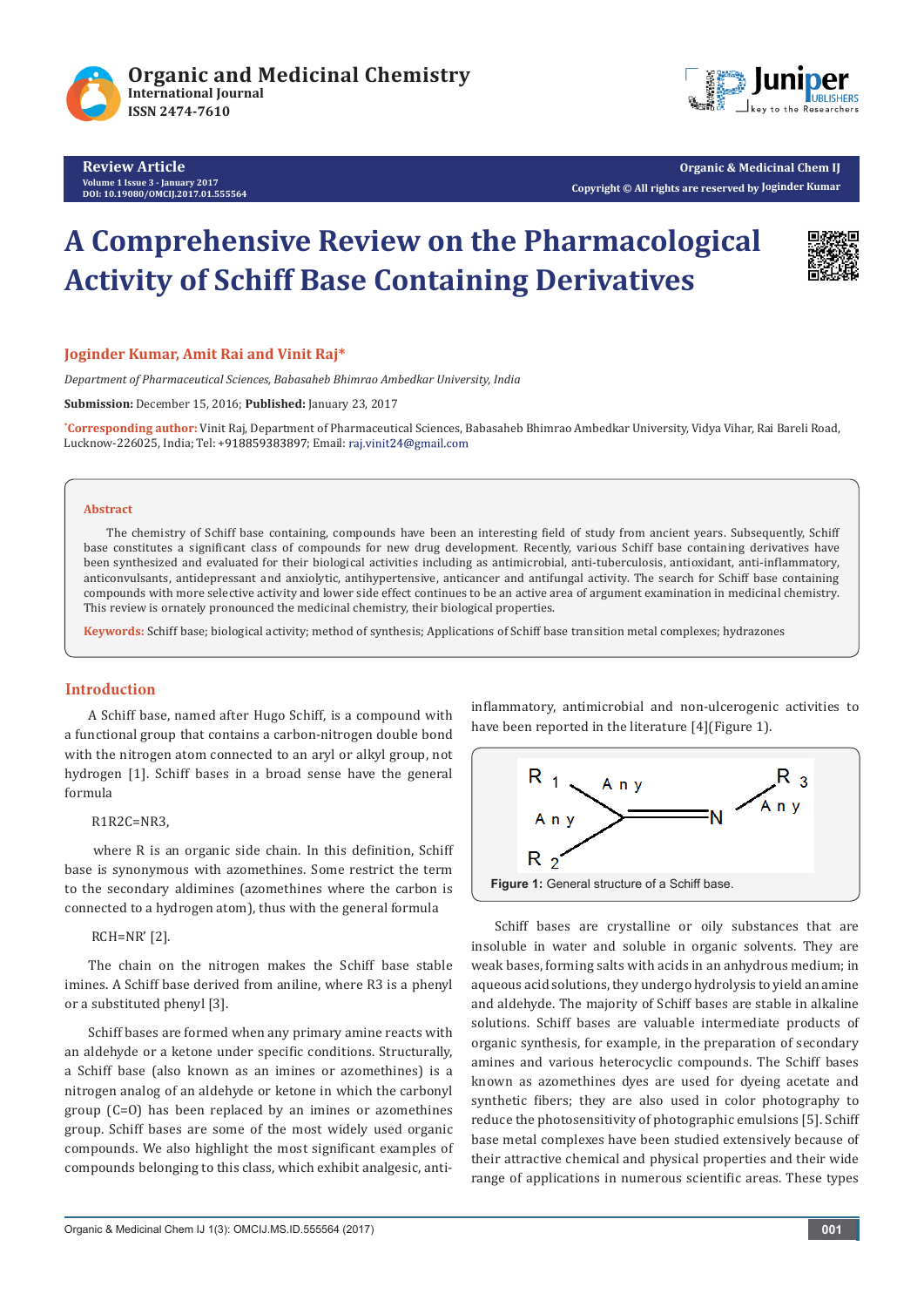Review Article
Volume 1 Issue 3 - January 2017
DOI: 10.19080/OMCIJ.2017.01.555564

Organic & Medicinal Chem IJ
Copyright © All rights are reserved by Joginder Kumar

# A Comprehensive Review on the Pharmacological Activity of Schiff Base Containing Derivatives

**Joginder Kumar, Amit Rai and Vinit Raj***

*Department of Pharmaceutical Sciences, Babasaheb Bhimrao Ambedkar University, India*

**Submission:** December 15, 2016; **Published:** January 23, 2017

***Corresponding author:** Vinit Raj, Department of Pharmaceutical Sciences, Babasaheb Bhimrao Ambedkar University, Vidya Vihar, Rai Bareli Road, Lucknow-226025, India; Tel: +918859383897; Email: raj.vinit24@gmail.com

## Abstract

The chemistry of Schiff base containing, compounds have been an interesting field of study from ancient years. Subsequently, Schiff base constitutes a significant class of compounds for new drug development. Recently, various Schiff base containing derivatives have been synthesized and evaluated for their biological activities including as antimicrobial, anti-tuberculosis, antioxidant, anti-inflammatory, anticonvulsants, antidepressant and anxiolytic, antihypertensive, anticancer and antifungal activity. The search for Schiff base containing compounds with more selective activity and lower side effect continues to be an active area of argument examination in medicinal chemistry. This review is ornately pronounced the medicinal chemistry, their biological properties.

**Keywords:** Schiff base; biological activity; method of synthesis; Applications of Schiff base transition metal complexes; hydrazones

## Introduction

A Schiff base, named after Hugo Schiff, is a compound with a functional group that contains a carbon-nitrogen double bond with the nitrogen atom connected to an aryl or alkyl group, not hydrogen [1]. Schiff bases in a broad sense have the general formula

R1R2C=NR3,

where R is an organic side chain. In this definition, Schiff base is synonymous with azomethines. Some restrict the term to the secondary aldimines (azomethines where the carbon is connected to a hydrogen atom), thus with the general formula

RCH=NR' [2].

The chain on the nitrogen makes the Schiff base stable imines. A Schiff base derived from aniline, where R3 is a phenyl or a substituted phenyl [3].

Schiff bases are formed when any primary amine reacts with an aldehyde or a ketone under specific conditions. Structurally, a Schiff base (also known as an imines or azomethines) is a nitrogen analog of an aldehyde or ketone in which the carbonyl group (C=O) has been replaced by an imines or azomethines group. Schiff bases are some of the most widely used organic compounds. We also highlight the most significant examples of compounds belonging to this class, which exhibit analgesic, anti-inflammatory, antimicrobial and non-ulcerogenic activities to have been reported in the literature [4](Figure 1).

**Figure 1:** General structure of a Schiff base.

Schiff bases are crystalline or oily substances that are insoluble in water and soluble in organic solvents. They are weak bases, forming salts with acids in an anhydrous medium; in aqueous acid solutions, they undergo hydrolysis to yield an amine and aldehyde. The majority of Schiff bases are stable in alkaline solutions. Schiff bases are valuable intermediate products of organic synthesis, for example, in the preparation of secondary amines and various heterocyclic compounds. The Schiff bases known as azomethines dyes are used for dyeing acetate and synthetic fibers; they are also used in color photography to reduce the photosensitivity of photographic emulsions [5]. Schiff base metal complexes have been studied extensively because of their attractive chemical and physical properties and their wide range of applications in numerous scientific areas. These types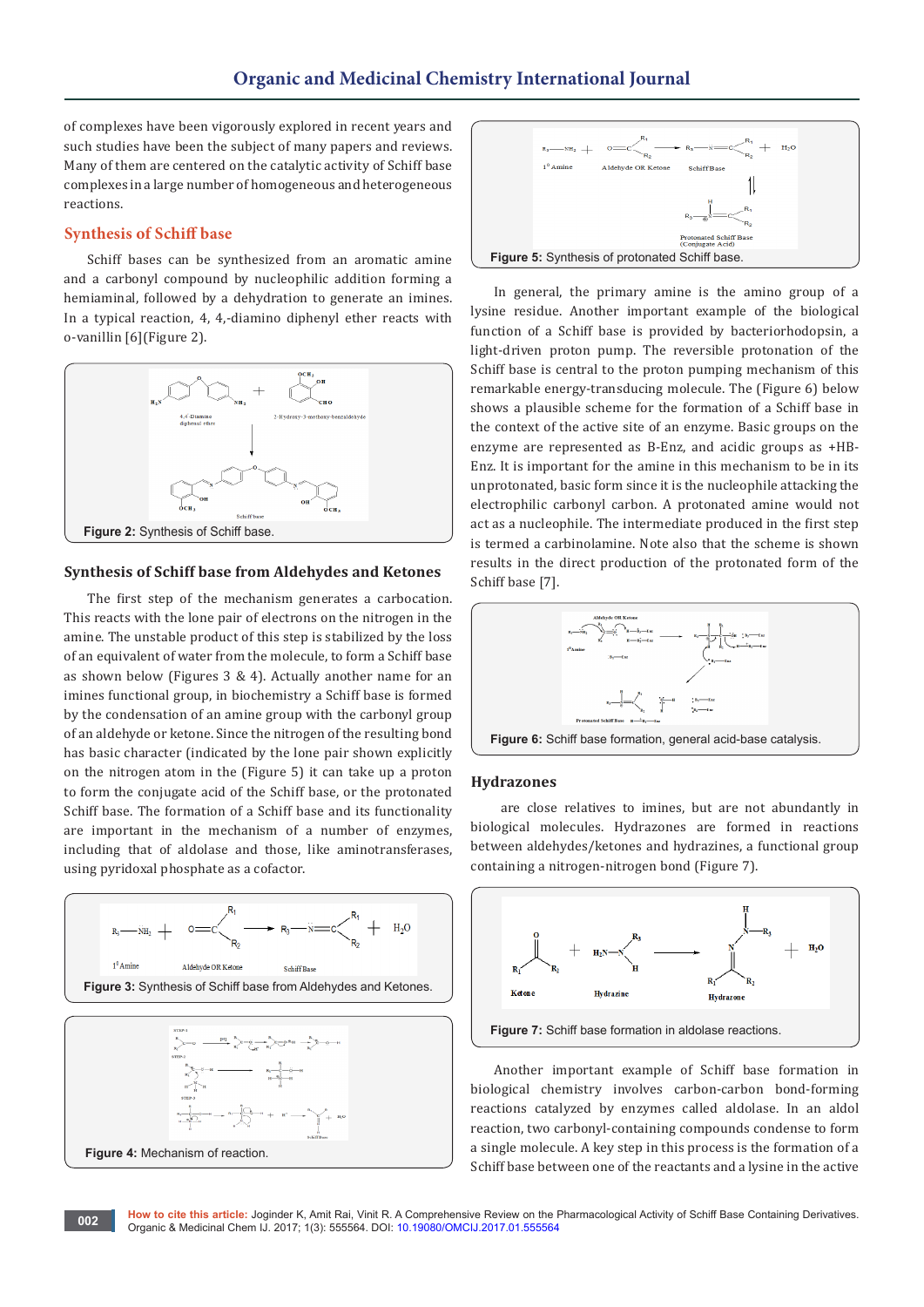of complexes have been vigorously explored in recent years and such studies have been the subject of many papers and reviews. Many of them are centered on the catalytic activity of Schiff base complexes in a large number of homogeneous and heterogeneous reactions.

## Synthesis of Schiff base

Schiff bases can be synthesized from an aromatic amine and a carbonyl compound by nucleophilic addition forming a hemiaminal, followed by a dehydration to generate an imines. In a typical reaction, 4, 4,-diamino diphenyl ether reacts with o-vanillin [6](Figure 2).

**Figure 2:** Synthesis of Schiff base.

### Synthesis of Schiff base from Aldehydes and Ketones

The first step of the mechanism generates a carbocation. This reacts with the lone pair of electrons on the nitrogen in the amine. The unstable product of this step is stabilized by the loss of an equivalent of water from the molecule, to form a Schiff base as shown below (Figures 3 & 4). Actually another name for an imines functional group, in biochemistry a Schiff base is formed by the condensation of an amine group with the carbonyl group of an aldehyde or ketone. Since the nitrogen of the resulting bond has basic character (indicated by the lone pair shown explicitly on the nitrogen atom in the (Figure 5) it can take up a proton to form the conjugate acid of the Schiff base, or the protonated Schiff base. The formation of a Schiff base and its functionality are important in the mechanism of a number of enzymes, including that of aldolase and those, like aminotransferases, using pyridoxal phosphate as a cofactor.

**Figure 3:** Synthesis of Schiff base from Aldehydes and Ketones.

**Figure 4:** Mechanism of reaction.

**Figure 5:** Synthesis of protonated Schiff base.

In general, the primary amine is the amino group of a lysine residue. Another important example of the biological function of a Schiff base is provided by bacteriorhodopsin, a light-driven proton pump. The reversible protonation of the Schiff base is central to the proton pumping mechanism of this remarkable energy-transducing molecule. The (Figure 6) below shows a plausible scheme for the formation of a Schiff base in the context of the active site of an enzyme. Basic groups on the enzyme are represented as B-Enz, and acidic groups as +HB-Enz. It is important for the amine in this mechanism to be in its unprotonated, basic form since it is the nucleophile attacking the electrophilic carbonyl carbon. A protonated amine would not act as a nucleophile. The intermediate produced in the first step is termed a carbinolamine. Note also that the scheme is shown results in the direct production of the protonated form of the Schiff base [7].

**Figure 6:** Schiff base formation, general acid-base catalysis.

## Hydrazones

are close relatives to imines, but are not abundantly in biological molecules. Hydrazones are formed in reactions between aldehydes/ketones and hydrazines, a functional group containing a nitrogen-nitrogen bond (Figure 7).

**Figure 7:** Schiff base formation in aldolase reactions.

Another important example of Schiff base formation in biological chemistry involves carbon-carbon bond-forming reactions catalyzed by enzymes called aldolase. In an aldol reaction, two carbonyl-containing compounds condense to form a single molecule. A key step in this process is the formation of a Schiff base between one of the reactants and a lysine in the active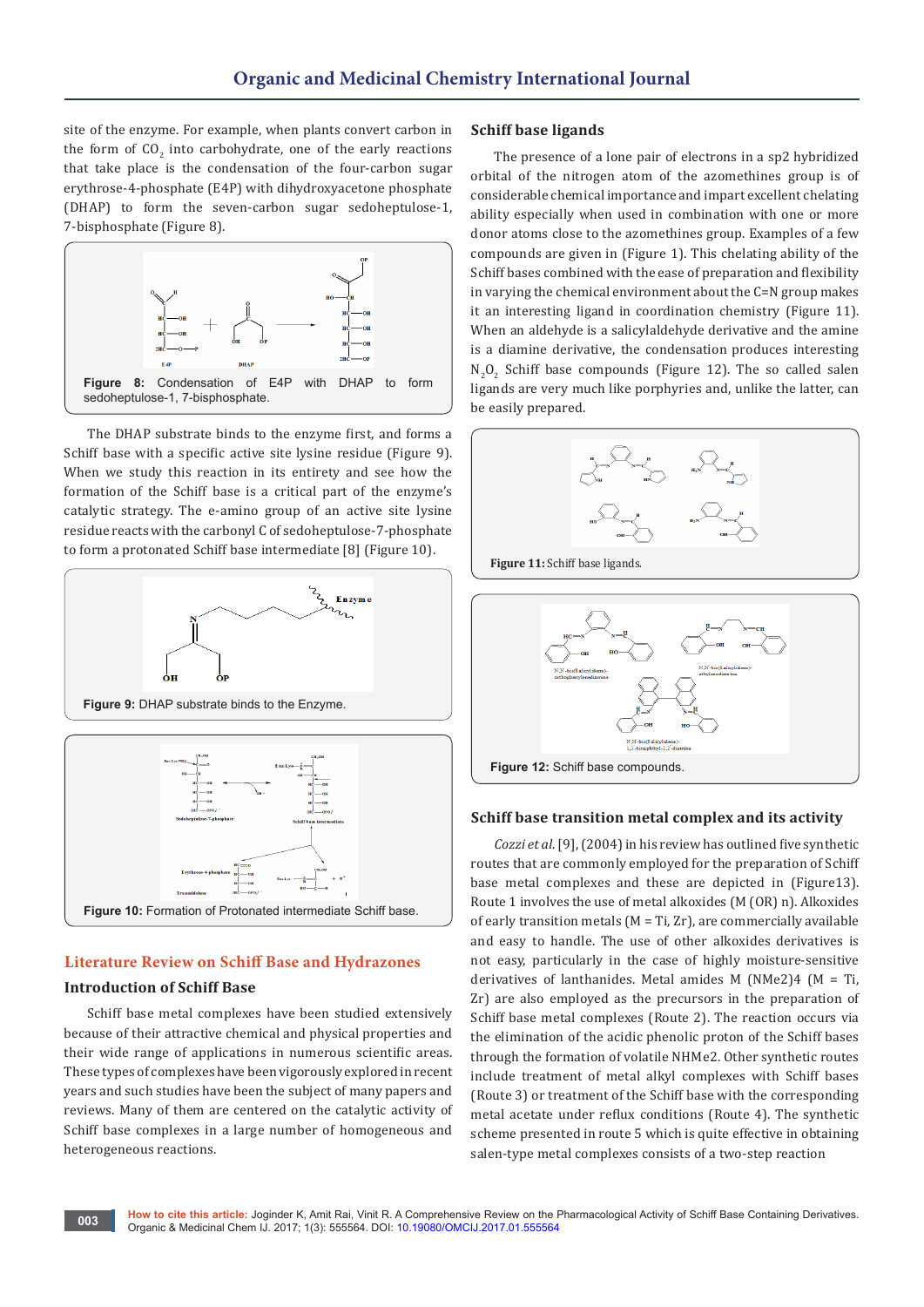site of the enzyme. For example, when plants convert carbon in the form of $CO_2$ into carbohydrate, one of the early reactions that take place is the condensation of the four-carbon sugar erythrose-4-phosphate (E4P) with dihydroxyacetone phosphate (DHAP) to form the seven-carbon sugar sedoheptulose-1, 7-bisphosphate (Figure 8).

**Figure 8:** Condensation of E4P with DHAP to form sedoheptulose-1, 7-bisphosphate.

The DHAP substrate binds to the enzyme first, and forms a Schiff base with a specific active site lysine residue (Figure 9). When we study this reaction in its entirety and see how the formation of the Schiff base is a critical part of the enzyme's catalytic strategy. The e-amino group of an active site lysine residue reacts with the carbonyl C of sedoheptulose-7-phosphate to form a protonated Schiff base intermediate [8] (Figure 10).

**Figure 9:** DHAP substrate binds to the Enzyme.

**Figure 10:** Formation of Protonated intermediate Schiff base.

## Literature Review on Schiff Base and Hydrazones

### Introduction of Schiff Base

Schiff base metal complexes have been studied extensively because of their attractive chemical and physical properties and their wide range of applications in numerous scientific areas. These types of complexes have been vigorously explored in recent years and such studies have been the subject of many papers and reviews. Many of them are centered on the catalytic activity of Schiff base complexes in a large number of homogeneous and heterogeneous reactions.

### Schiff base ligands

The presence of a lone pair of electrons in a sp2 hybridized orbital of the nitrogen atom of the azomethines group is of considerable chemical importance and impart excellent chelating ability especially when used in combination with one or more donor atoms close to the azomethines group. Examples of a few compounds are given in (Figure 1). This chelating ability of the Schiff bases combined with the ease of preparation and flexibility in varying the chemical environment about the C=N group makes it an interesting ligand in coordination chemistry (Figure 11). When an aldehyde is a salicylaldehyde derivative and the amine is a diamine derivative, the condensation produces interesting $N_2O_2$ Schiff base compounds (Figure 12). The so called salen ligands are very much like porphyries and, unlike the latter, can be easily prepared.

**Figure 11:** Schiff base ligands.

**Figure 12:** Schiff base compounds.

### Schiff base transition metal complex and its activity

*Cozzi et al.* [9], (2004) in his review has outlined five synthetic routes that are commonly employed for the preparation of Schiff base metal complexes and these are depicted in (Figure13). Route 1 involves the use of metal alkoxides (M (OR) n). Alkoxides of early transition metals (M = Ti, Zr), are commercially available and easy to handle. The use of other alkoxides derivatives is not easy, particularly in the case of highly moisture-sensitive derivatives of lanthanides. Metal amides M (NMe2)4 (M = Ti, Zr) are also employed as the precursors in the preparation of Schiff base metal complexes (Route 2). The reaction occurs via the elimination of the acidic phenolic proton of the Schiff bases through the formation of volatile NHMe2. Other synthetic routes include treatment of metal alkyl complexes with Schiff bases (Route 3) or treatment of the Schiff base with the corresponding metal acetate under reflux conditions (Route 4). The synthetic scheme presented in route 5 which is quite effective in obtaining salen-type metal complexes consists of a two-step reaction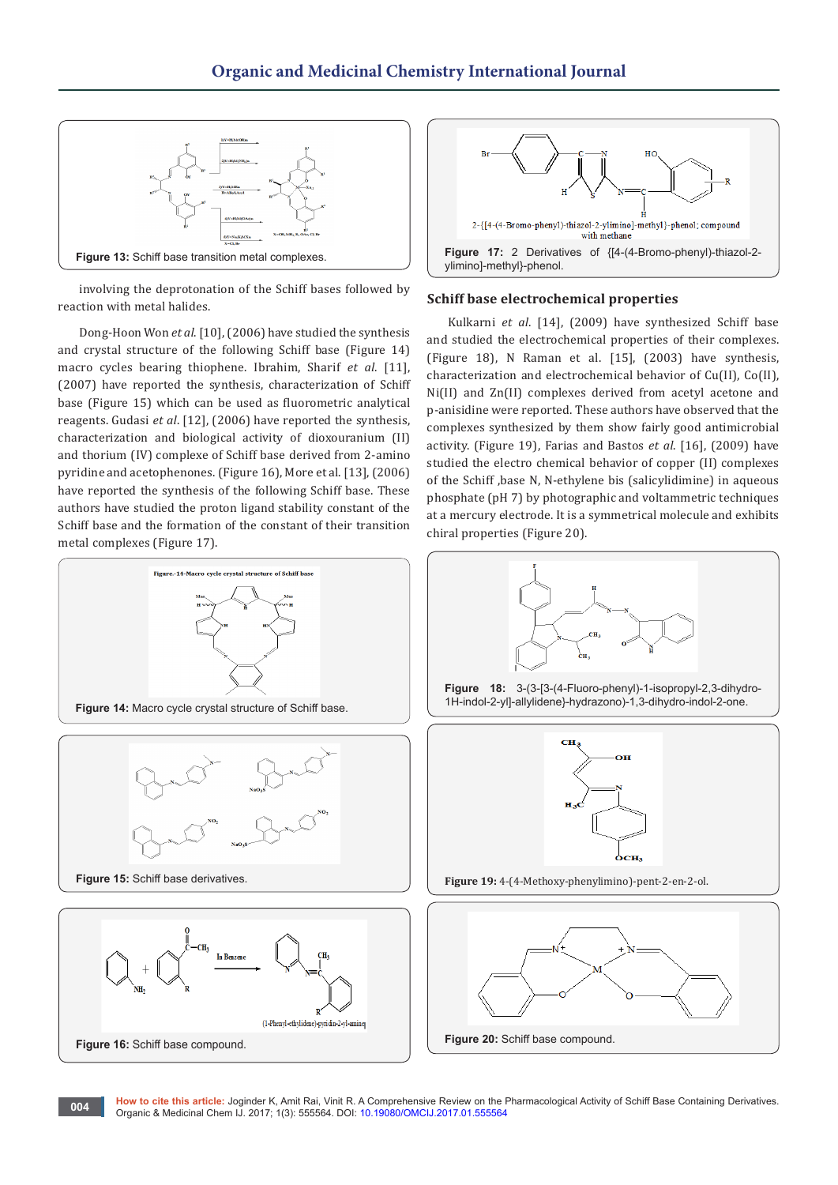Figure 13: Schiff base transition metal complexes.

involving the deprotonation of the Schiff bases followed by reaction with metal halides.

Dong-Hoon Won *et al.* [10], (2006) have studied the synthesis and crystal structure of the following Schiff base (Figure 14) macro cycles bearing thiophene. Ibrahim, Sharif *et al.* [11], (2007) have reported the synthesis, characterization of Schiff base (Figure 15) which can be used as fluorometric analytical reagents. Gudasi *et al.* [12], (2006) have reported the synthesis, characterization and biological activity of dioxouranium (II) and thorium (IV) complexe of Schiff base derived from 2-amino pyridine and acetophenones. (Figure 16), More et al. [13], (2006) have reported the synthesis of the following Schiff base. These authors have studied the proton ligand stability constant of the Schiff base and the formation of the constant of their transition metal complexes (Figure 17).

Figure 14: Macro cycle crystal structure of Schiff base.

Figure 15: Schiff base derivatives.

Figure 16: Schiff base compound.

Figure 17: 2 Derivatives of {[4-(4-Bromo-phenyl)-thiazol-2-ylimino]-methyl}-phenol.

## Schiff base electrochemical properties

Kulkarni *et al.* [14], (2009) have synthesized Schiff base and studied the electrochemical properties of their complexes. (Figure 18), N Raman et al. [15], (2003) have synthesis, characterization and electrochemical behavior of Cu(II), Co(II), Ni(II) and Zn(II) complexes derived from acetyl acetone and p-anisidine were reported. These authors have observed that the complexes synthesized by them show fairly good antimicrobial activity. (Figure 19), Farias and Bastos *et al.* [16], (2009) have studied the electro chemical behavior of copper (II) complexes of the Schiff ,base N, N-ethylene bis (salicylidimine) in aqueous phosphate (pH 7) by photographic and voltammetric techniques at a mercury electrode. It is a symmetrical molecule and exhibits chiral properties (Figure 20).

Figure 18: 3-(3-[3-(4-Fluoro-phenyl)-1-isopropyl-2,3-dihydro-1H-indol-2-yl]-allylidene}-hydrazono)-1,3-dihydro-indol-2-one.

Figure 19: 4-(4-Methoxy-phenylimino)-pent-2-en-2-ol.

Figure 20: Schiff base compound.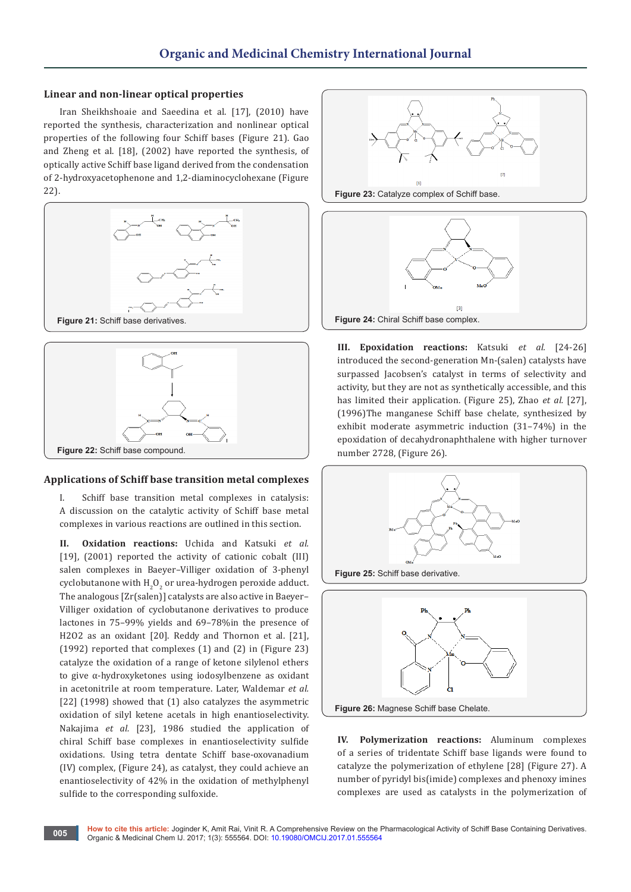### Linear and non-linear optical properties

Iran Sheikhshoaie and Saeedina et al. [17], (2010) have reported the synthesis, characterization and nonlinear optical properties of the following four Schiff bases (Figure 21). Gao and Zheng et al. [18], (2002) have reported the synthesis, of optically active Schiff base ligand derived from the condensation of 2-hydroxyacetophenone and 1,2-diaminocyclohexane (Figure 22).

**Figure 21:** Schiff base derivatives.

**Figure 22:** Schiff base compound.

### Applications of Schiff base transition metal complexes

I. Schiff base transition metal complexes in catalysis: A discussion on the catalytic activity of Schiff base metal complexes in various reactions are outlined in this section.

**II. Oxidation reactions:** Uchida and Katsuki *et al.* [19], (2001) reported the activity of cationic cobalt (III) salen complexes in Baeyer–Villiger oxidation of 3-phenyl cyclobutanone with $H_2O_2$ or urea-hydrogen peroxide adduct. The analogous [Zr(salen)] catalysts are also active in Baeyer–Villiger oxidation of cyclobutanone derivatives to produce lactones in 75–99% yields and 69–78%in the presence of H2O2 as an oxidant [20]. Reddy and Thornon et al. [21], (1992) reported that complexes (1) and (2) in (Figure 23) catalyze the oxidation of a range of ketone silylenol ethers to give α-hydroxyketones using iodosylbenzene as oxidant in acetonitrile at room temperature. Later, Waldemar *et al.* [22] (1998) showed that (1) also catalyzes the asymmetric oxidation of silyl ketene acetals in high enantioselectivity. Nakajima *et al.* [23], 1986 studied the application of chiral Schiff base complexes in enantioselectivity sulfide oxidations. Using tetra dentate Schiff base-oxovanadium (IV) complex, (Figure 24), as catalyst, they could achieve an enantioselectivity of 42% in the oxidation of methylphenyl sulfide to the corresponding sulfoxide.

**Figure 23:** Catalyze complex of Schiff base.

**Figure 24:** Chiral Schiff base complex.

**III. Epoxidation reactions:** Katsuki *et al.* [24-26] introduced the second-generation Mn-(salen) catalysts have surpassed Jacobsen's catalyst in terms of selectivity and activity, but they are not as synthetically accessible, and this has limited their application. (Figure 25), Zhao *et al.* [27], (1996)The manganese Schiff base chelate, synthesized by exhibit moderate asymmetric induction (31–74%) in the epoxidation of decahydronaphthalene with higher turnover number 2728, (Figure 26).

**Figure 25:** Schiff base derivative.

**Figure 26:** Magnese Schiff base Chelate.

**IV. Polymerization reactions:** Aluminum complexes of a series of tridentate Schiff base ligands were found to catalyze the polymerization of ethylene [28] (Figure 27). A number of pyridyl bis(imide) complexes and phenoxy imines complexes are used as catalysts in the polymerization of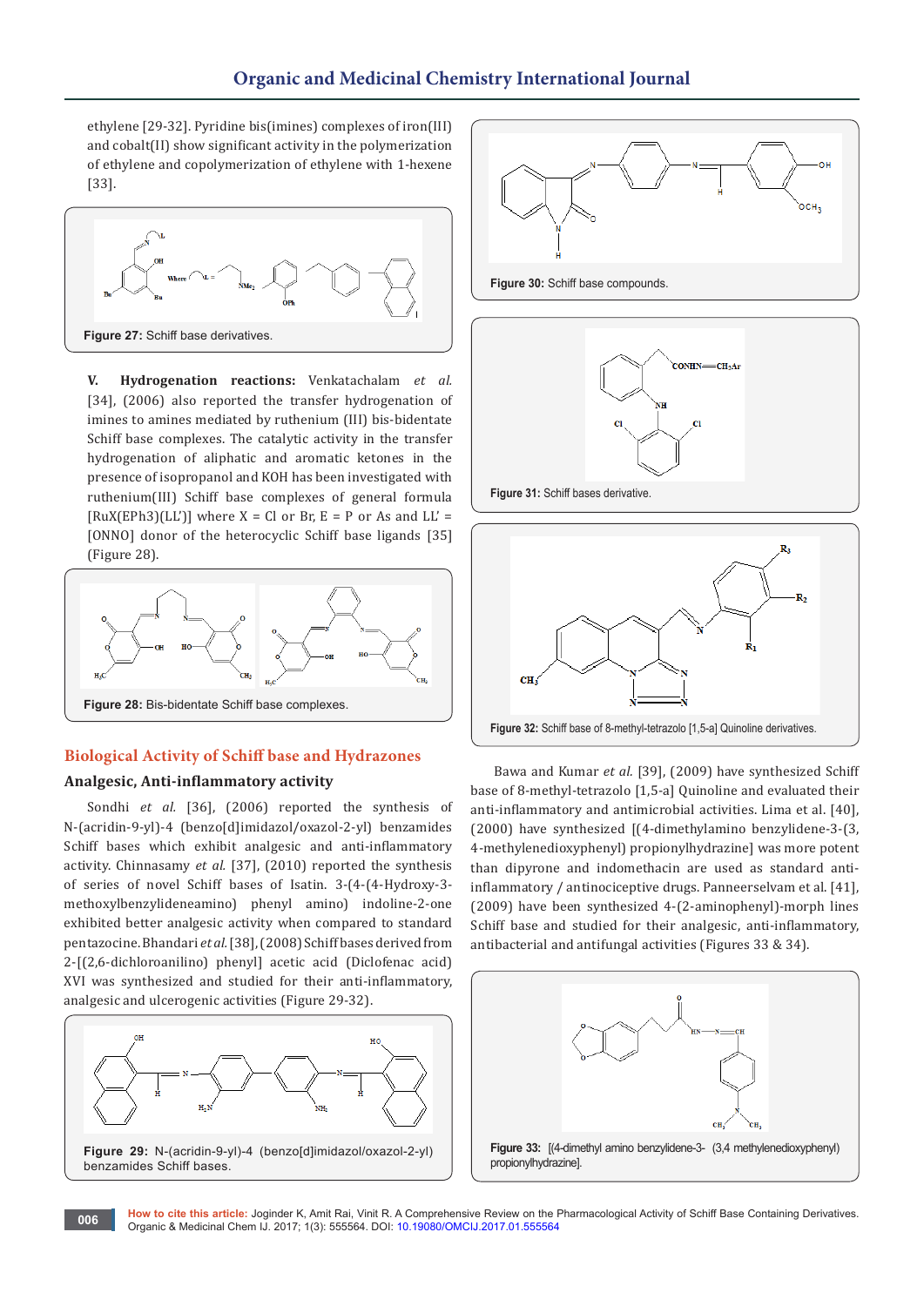ethylene [29-32]. Pyridine bis(imines) complexes of iron(III) and cobalt(II) show significant activity in the polymerization of ethylene and copolymerization of ethylene with 1-hexene [33].

Figure 27: Schiff base derivatives.

**V. Hydrogenation reactions:** Venkatachalam *et al.* [34], (2006) also reported the transfer hydrogenation of imines to amines mediated by ruthenium (III) bis-bidentate Schiff base complexes. The catalytic activity in the transfer hydrogenation of aliphatic and aromatic ketones in the presence of isopropanol and KOH has been investigated with ruthenium(III) Schiff base complexes of general formula [RuX(EPh3)(LL')] where X = Cl or Br, E = P or As and LL' = [ONNO] donor of the heterocyclic Schiff base ligands [35] (Figure 28).

Figure 28: Bis-bidentate Schiff base complexes.

## Biological Activity of Schiff base and Hydrazones

### Analgesic, Anti-inflammatory activity

Sondhi *et al.* [36], (2006) reported the synthesis of N-(acridin-9-yl)-4 (benzo[d]imidazol/oxazol-2-yl) benzamides Schiff bases which exhibit analgesic and anti-inflammatory activity. Chinnasamy *et al.* [37], (2010) reported the synthesis of series of novel Schiff bases of Isatin. 3-(4-(4-Hydroxy-3-methoxylbenzylideneamino) phenyl amino) indoline-2-one exhibited better analgesic activity when compared to standard pentazocine. Bhandari *et al.* [38], (2008) Schiff bases derived from 2-[(2,6-dichloroanilino) phenyl] acetic acid (Diclofenac acid) XVI was synthesized and studied for their anti-inflammatory, analgesic and ulcerogenic activities (Figure 29-32).

Figure 29: N-(acridin-9-yl)-4 (benzo[d]imidazol/oxazol-2-yl) benzamides Schiff bases.

Figure 30: Schiff base compounds.

Figure 31: Schiff bases derivative.

Figure 32: Schiff base of 8-methyl-tetrazolo [1,5-a] Quinoline derivatives.

Bawa and Kumar *et al.* [39], (2009) have synthesized Schiff base of 8-methyl-tetrazolo [1,5-a] Quinoline and evaluated their anti-inflammatory and antimicrobial activities. Lima et al. [40], (2000) have synthesized [(4-dimethylamino benzylidene-3-(3, 4-methylenedioxyphenyl) propionylhydrazine] was more potent than dipyrone and indomethacin are used as standard anti-inflammatory / antinociceptive drugs. Panneerselvam et al. [41], (2009) have been synthesized 4-(2-aminophenyl)-morph lines Schiff base and studied for their analgesic, anti-inflammatory, antibacterial and antifungal activities (Figures 33 & 34).

Figure 33: [(4-dimethyl amino benzylidene-3- (3,4 methylenedioxyphenyl) propionylhydrazine].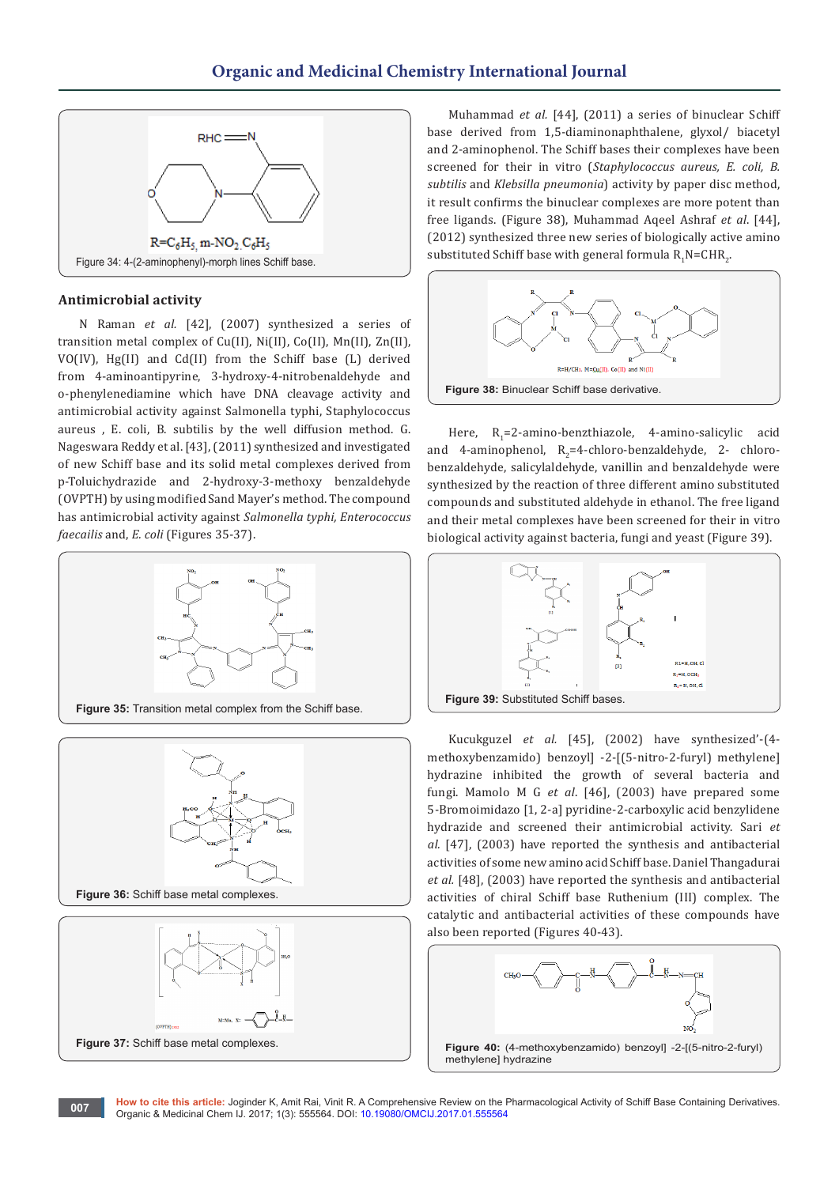Figure 34: 4-(2-aminophenyl)-morph lines Schiff base.

### Antimicrobial activity

N Raman *et al.* [42], (2007) synthesized a series of transition metal complex of Cu(II), Ni(II), Co(II), Mn(II), Zn(II), VO(IV), Hg(II) and Cd(II) from the Schiff base (L) derived from 4-aminoantipyrine, 3-hydroxy-4-nitrobenaldehyde and o-phenylenediamine which have DNA cleavage activity and antimicrobial activity against Salmonella typhi, Staphylococcus aureus , E. coli, B. subtilis by the well diffusion method. G. Nageswara Reddy et al. [43], (2011) synthesized and investigated of new Schiff base and its solid metal complexes derived from p-Toluichydrazide and 2-hydroxy-3-methoxy benzaldehyde (OVPTH) by using modified Sand Mayer's method. The compound has antimicrobial activity against *Salmonella typhi, Enterococcus faecailis* and, *E. coli* (Figures 35-37).

**Figure 35:** Transition metal complex from the Schiff base.

**Figure 36:** Schiff base metal complexes.

**Figure 37:** Schiff base metal complexes.

Muhammad *et al.* [44], (2011) a series of binuclear Schiff base derived from 1,5-diaminonaphthalene, glyxol/ biacetyl and 2-aminophenol. The Schiff bases their complexes have been screened for their in vitro (*Staphylococcus aureus, E. coli, B. subtilis* and *Klebsilla pneumonia*) activity by paper disc method, it result confirms the binuclear complexes are more potent than free ligands. (Figure 38), Muhammad Aqeel Ashraf *et al.* [44], (2012) synthesized three new series of biologically active amino substituted Schiff base with general formula $R_1N{=}CHR_2$.

**Figure 38:** Binuclear Schiff base derivative.

Here, $R_1$=2-amino-benzthiazole, 4-amino-salicylic acid and 4-aminophenol, $R_2$=4-chloro-benzaldehyde, 2- chloro-benzaldehyde, salicylaldehyde, vanillin and benzaldehyde were synthesized by the reaction of three different amino substituted compounds and substituted aldehyde in ethanol. The free ligand and their metal complexes have been screened for their in vitro biological activity against bacteria, fungi and yeast (Figure 39).

**Figure 39:** Substituted Schiff bases.

Kucukguzel *et al.* [45], (2002) have synthesized'-(4-methoxybenzamido) benzoyl] -2-[(5-nitro-2-furyl) methylene] hydrazine inhibited the growth of several bacteria and fungi. Mamolo M G *et al.* [46], (2003) have prepared some 5-Bromoimidazo [1, 2-a] pyridine-2-carboxylic acid benzylidene hydrazide and screened their antimicrobial activity. Sari *et al.* [47], (2003) have reported the synthesis and antibacterial activities of some new amino acid Schiff base. Daniel Thangadurai *et al.* [48], (2003) have reported the synthesis and antibacterial activities of chiral Schiff base Ruthenium (III) complex. The catalytic and antibacterial activities of these compounds have also been reported (Figures 40-43).

**Figure 40:** (4-methoxybenzamido) benzoyl] -2-[(5-nitro-2-furyl) methylene] hydrazine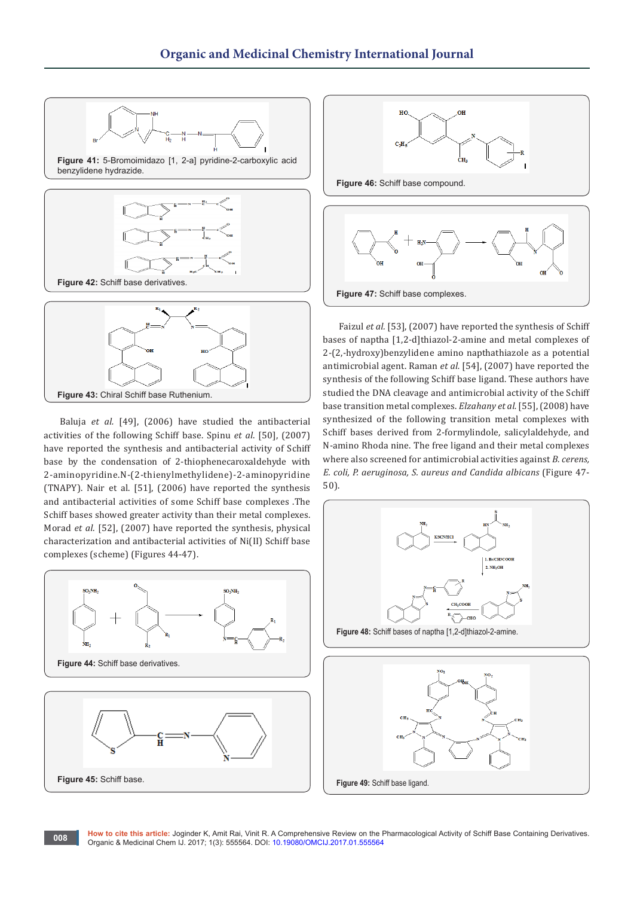Figure 41: 5-Bromoimidazo [1, 2-a] pyridine-2-carboxylic acid benzylidene hydrazide.

Figure 42: Schiff base derivatives.

Figure 43: Chiral Schiff base Ruthenium.

Baluja *et al.* [49], (2006) have studied the antibacterial activities of the following Schiff base. Spinu *et al.* [50], (2007) have reported the synthesis and antibacterial activity of Schiff base by the condensation of 2-thiophenecaroxaldehyde with 2-aminopyridine.N-(2-thienylmethylidene)-2-aminopyridine (TNAPY). Nair et al. [51], (2006) have reported the synthesis and antibacterial activities of some Schiff base complexes .The Schiff bases showed greater activity than their metal complexes. Morad *et al.* [52], (2007) have reported the synthesis, physical characterization and antibacterial activities of Ni(II) Schiff base complexes (scheme) (Figures 44-47).

Figure 44: Schiff base derivatives.

Figure 45: Schiff base.

Figure 46: Schiff base compound.

Figure 47: Schiff base complexes.

Faizul *et al.* [53], (2007) have reported the synthesis of Schiff bases of naptha [1,2-d]thiazol-2-amine and metal complexes of 2-(2,-hydroxy)benzylidene amino napthathiazole as a potential antimicrobial agent. Raman *et al.* [54], (2007) have reported the synthesis of the following Schiff base ligand. These authors have studied the DNA cleavage and antimicrobial activity of the Schiff base transition metal complexes. *Elzahany et al.* [55], (2008) have synthesized of the following transition metal complexes with Schiff bases derived from 2-formylindole, salicylaldehyde, and N-amino Rhoda nine. The free ligand and their metal complexes where also screened for antimicrobial activities against *B. cerens, E. coli, P. aeruginosa, S. aureus and Candida albicans* (Figure 47-50).

Figure 48: Schiff bases of naptha [1,2-d]thiazol-2-amine.

Figure 49: Schiff base ligand.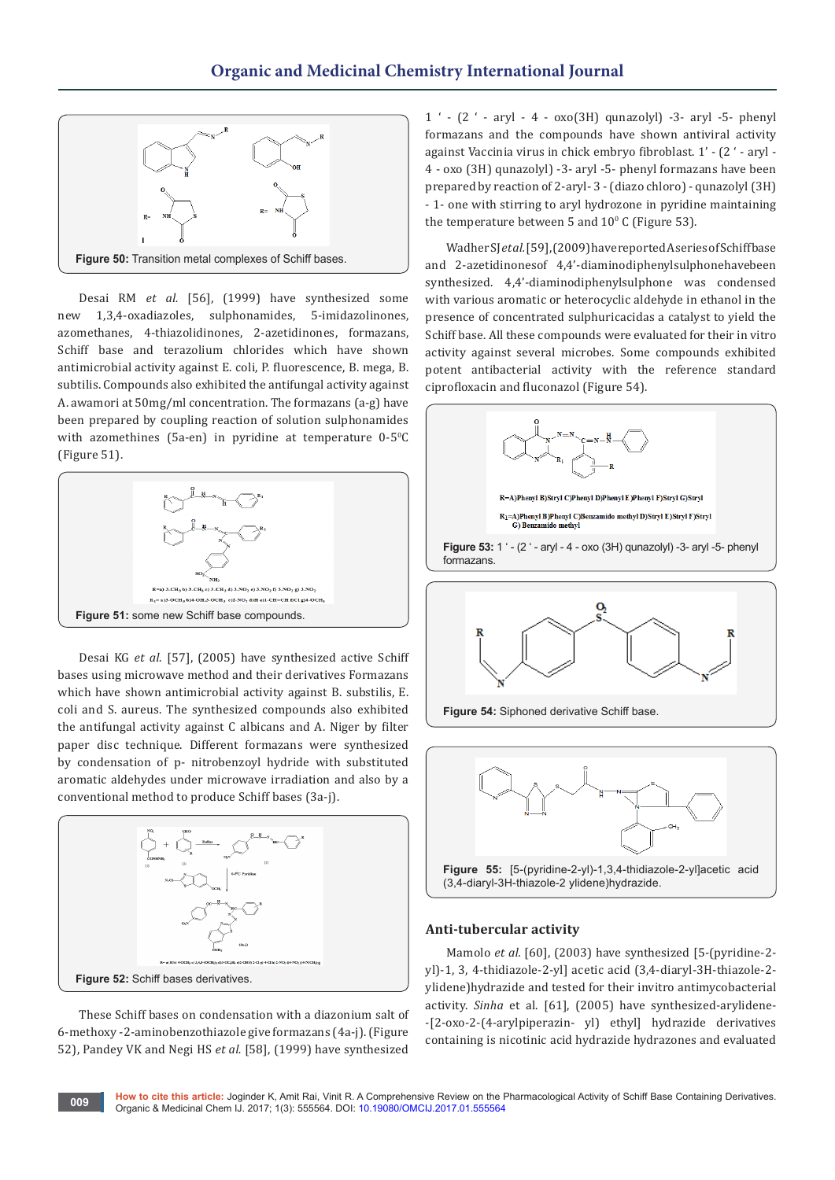Figure 50: Transition metal complexes of Schiff bases.

Desai RM *et al.* [56], (1999) have synthesized some new 1,3,4-oxadiazoles, sulphonamides, 5-imidazolinones, azomethanes, 4-thiazolidinones, 2-azetidinones, formazans, Schiff base and terazolium chlorides which have shown antimicrobial activity against E. coli, P. fluorescence, B. mega, B. subtilis. Compounds also exhibited the antifungal activity against A. awamori at 50mg/ml concentration. The formazans (a-g) have been prepared by coupling reaction of solution sulphonamides with azomethines (5a-en) in pyridine at temperature 0-5$^0$C (Figure 51).

Figure 51: some new Schiff base compounds.

Desai KG *et al.* [57], (2005) have synthesized active Schiff bases using microwave method and their derivatives Formazans which have shown antimicrobial activity against B. substilis, E. coli and S. aureus. The synthesized compounds also exhibited the antifungal activity against C albicans and A. Niger by filter paper disc technique. Different formazans were synthesized by condensation of p- nitrobenzoyl hydride with substituted aromatic aldehydes under microwave irradiation and also by a conventional method to produce Schiff bases (3a-j).

Figure 52: Schiff bases derivatives.

These Schiff bases on condensation with a diazonium salt of 6-methoxy -2-aminobenzothiazole give formazans (4a-j). (Figure 52), Pandey VK and Negi HS *et al.* [58], (1999) have synthesized 1 ' - (2 ' - aryl - 4 - oxo(3H) qunazolyl) -3- aryl -5- phenyl formazans and the compounds have shown antiviral activity against Vaccinia virus in chick embryo fibroblast. 1' - (2 ' - aryl - 4 - oxo (3H) qunazolyl) -3- aryl -5- phenyl formazans have been prepared by reaction of 2-aryl- 3 - (diazo chloro) - qunazolyl (3H) - 1- one with stirring to aryl hydrozone in pyridine maintaining the temperature between 5 and 10$^0$ C (Figure 53).

Wadher SJ *et al.* [59], (2009) have reported A series of Schiff base and 2-azetidinones of 4,4'-diaminodiphenylsulphone have been synthesized. 4,4'-diaminodiphenylsulphone was condensed with various aromatic or heterocyclic aldehyde in ethanol in the presence of concentrated sulphuric acidas a catalyst to yield the Schiff base. All these compounds were evaluated for their in vitro activity against several microbes. Some compounds exhibited potent antibacterial activity with the reference standard ciprofloxacin and fluconazol (Figure 54).

Figure 53: 1 ' - (2 ' - aryl - 4 - oxo (3H) qunazolyl) -3- aryl -5- phenyl formazans.

Figure 54: Siphoned derivative Schiff base.

Figure 55: [5-(pyridine-2-yl)-1,3,4-thidiazole-2-yl]acetic acid (3,4-diaryl-3H-thiazole-2 ylidene)hydrazide.

## Anti-tubercular activity

Mamolo *et al.* [60], (2003) have synthesized [5-(pyridine-2-yl)-1, 3, 4-thidiazole-2-yl] acetic acid (3,4-diaryl-3H-thiazole-2-ylidene)hydrazide and tested for their invitro antimycobacterial activity. *Sinha* et al. [61], (2005) have synthesized-arylidene--[2-oxo-2-(4-arylpiperazin- yl) ethyl] hydrazide derivatives containing is nicotinic acid hydrazide hydrazones and evaluated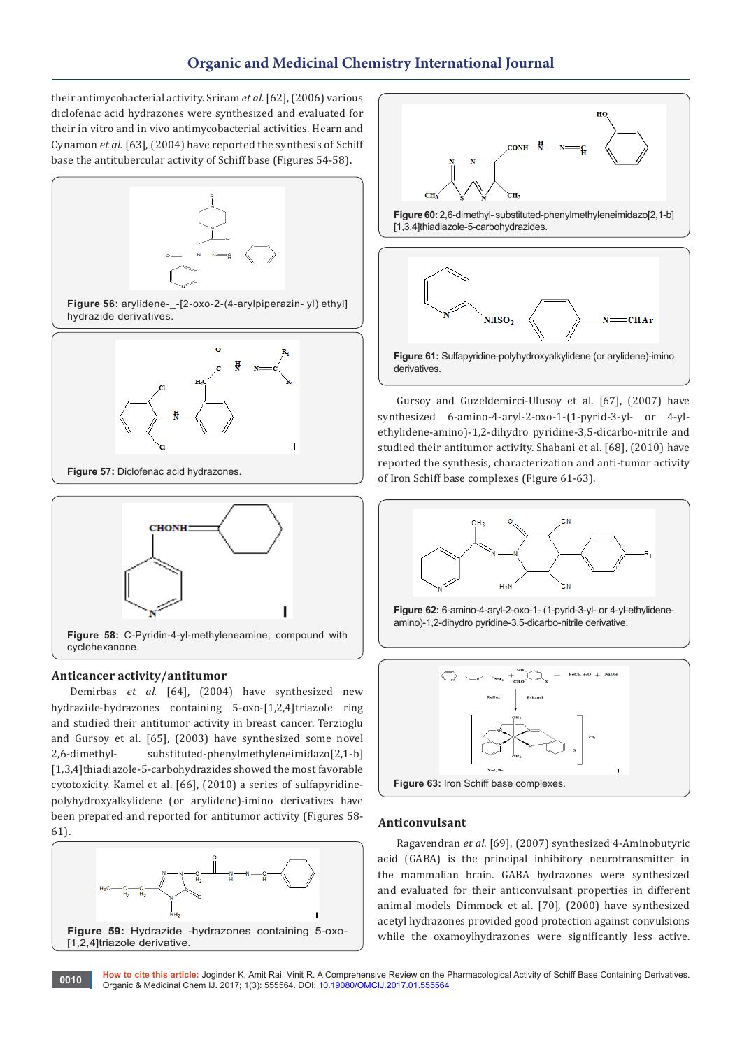their antimycobacterial activity. Sriram *et al.* [62], (2006) various diclofenac acid hydrazones were synthesized and evaluated for their in vitro and in vivo antimycobacterial activities. Hearn and Cynamon *et al.* [63], (2004) have reported the synthesis of Schiff base the antitubercular activity of Schiff base (Figures 54-58).

**Figure 56:** arylidene-_-[2-oxo-2-(4-arylpiperazin- yl) ethyl] hydrazide derivatives.

**Figure 57:** Diclofenac acid hydrazones.

**Figure 58:** C-Pyridin-4-yl-methyleneamine; compound with cyclohexanone.

### Anticancer activity/antitumor

Demirbas *et al.* [64], (2004) have synthesized new hydrazide-hydrazones containing 5-oxo-[1,2,4]triazole ring and studied their antitumor activity in breast cancer. Terzioglu and Gursoy et al. [65], (2003) have synthesized some novel 2,6-dimethyl- substituted-phenylmethyleneimidazo[2,1-b][1,3,4]thiadiazole-5-carbohydrazides showed the most favorable cytotoxicity. Kamel et al. [66], (2010) a series of sulfapyridine-polyhydroxyalkylidene (or arylidene)-imino derivatives have been prepared and reported for antitumor activity (Figures 58-61).

**Figure 59:** Hydrazide -hydrazones containing 5-oxo-[1,2,4]triazole derivative.

**Figure 60:** 2,6-dimethyl- substituted-phenylmethyleneimidazo[2,1-b][1,3,4]thiadiazole-5-carbohydrazides.

**Figure 61:** Sulfapyridine-polyhydroxyalkylidene (or arylidene)-imino derivatives.

Gursoy and Guzeldemirci-Ulusoy et al. [67], (2007) have synthesized 6-amino-4-aryl-2-oxo-1-(1-pyrid-3-yl- or 4-yl-ethylidene-amino)-1,2-dihydro pyridine-3,5-dicarbo-nitrile and studied their antitumor activity. Shabani et al. [68], (2010) have reported the synthesis, characterization and anti-tumor activity of Iron Schiff base complexes (Figure 61-63).

**Figure 62:** 6-amino-4-aryl-2-oxo-1- (1-pyrid-3-yl- or 4-yl-ethylidene-amino)-1,2-dihydro pyridine-3,5-dicarbo-nitrile derivative.

**Figure 63:** Iron Schiff base complexes.

### Anticonvulsant

Ragavendran *et al.* [69], (2007) synthesized 4-Aminobutyric acid (GABA) is the principal inhibitory neurotransmitter in the mammalian brain. GABA hydrazones were synthesized and evaluated for their anticonvulsant properties in different animal models Dimmock et al. [70], (2000) have synthesized acetyl hydrazones provided good protection against convulsions while the oxamoylhydrazones were significantly less active.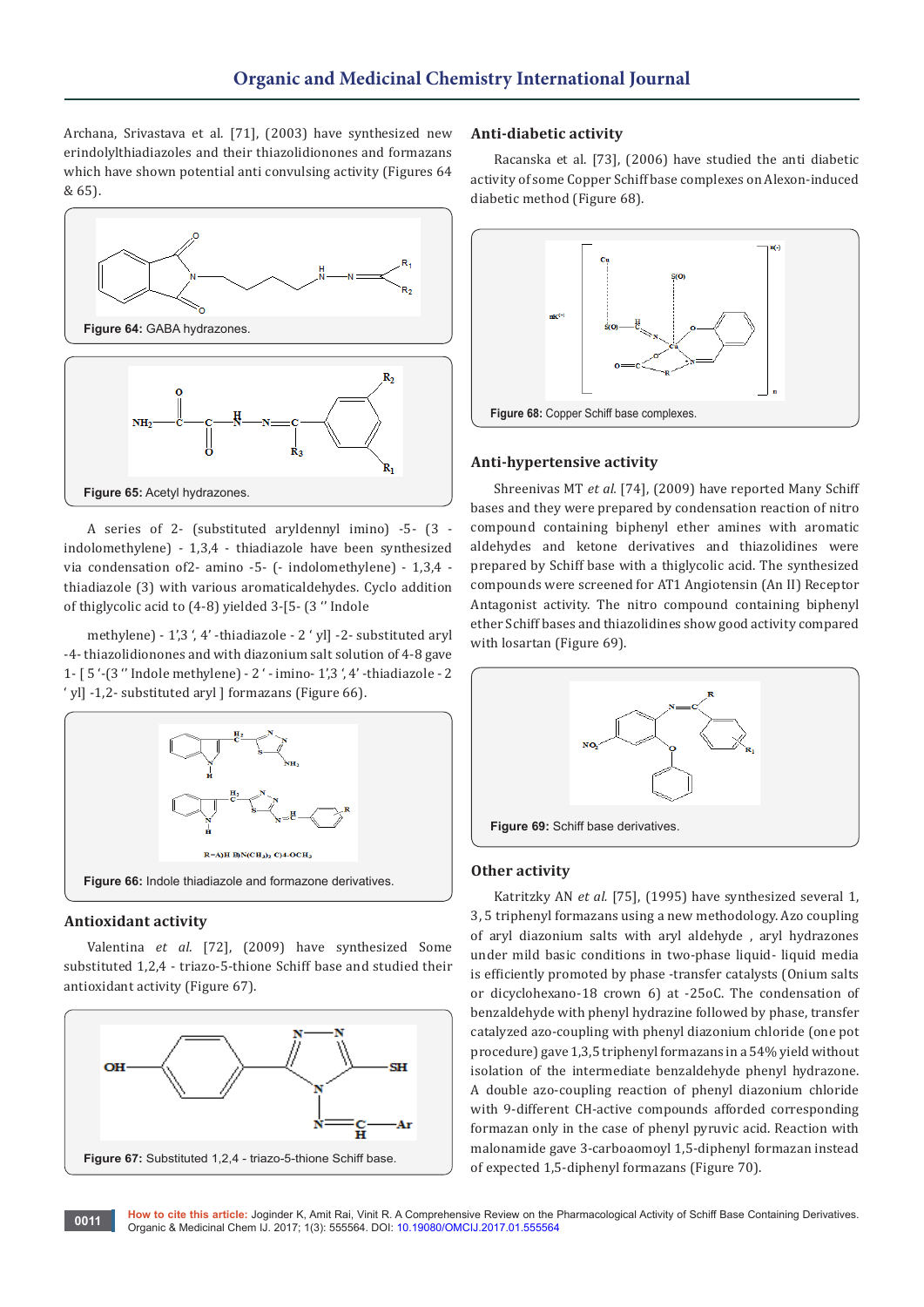Archana, Srivastava et al. [71], (2003) have synthesized new erindolylthiadiazoles and their thiazolidionones and formazans which have shown potential anti convulsing activity (Figures 64 & 65).

**Figure 64:** GABA hydrazones.

**Figure 65:** Acetyl hydrazones.

A series of 2- (substituted aryldennyl imino) -5- (3 - indolomethylene) - 1,3,4 - thiadiazole have been synthesized via condensation of2- amino -5- (- indolomethylene) - 1,3,4 - thiadiazole (3) with various aromaticaldehydes. Cyclo addition of thiglycolic acid to (4-8) yielded 3-[5- (3 '' Indole

methylene) - 1',3 ', 4' -thiadiazole - 2 ' yl] -2- substituted aryl -4- thiazolidionones and with diazonium salt solution of 4-8 gave 1- [ 5 '-(3 '' Indole methylene) - 2 ' - imino- 1',3 ', 4' -thiadiazole - 2 ' yl] -1,2- substituted aryl ] formazans (Figure 66).

**Figure 66:** Indole thiadiazole and formazone derivatives.

## Antioxidant activity

Valentina *et al.* [72], (2009) have synthesized Some substituted 1,2,4 - triazo-5-thione Schiff base and studied their antioxidant activity (Figure 67).

**Figure 67:** Substituted 1,2,4 - triazo-5-thione Schiff base.

## Anti-diabetic activity

Racanska et al. [73], (2006) have studied the anti diabetic activity of some Copper Schiff base complexes on Alexon-induced diabetic method (Figure 68).

**Figure 68:** Copper Schiff base complexes.

## Anti-hypertensive activity

Shreenivas MT *et al.* [74], (2009) have reported Many Schiff bases and they were prepared by condensation reaction of nitro compound containing biphenyl ether amines with aromatic aldehydes and ketone derivatives and thiazolidines were prepared by Schiff base with a thiglycolic acid. The synthesized compounds were screened for AT1 Angiotensin (An II) Receptor Antagonist activity. The nitro compound containing biphenyl ether Schiff bases and thiazolidines show good activity compared with losartan (Figure 69).

**Figure 69:** Schiff base derivatives.

## Other activity

Katritzky AN *et al.* [75], (1995) have synthesized several 1, 3, 5 triphenyl formazans using a new methodology. Azo coupling of aryl diazonium salts with aryl aldehyde , aryl hydrazones under mild basic conditions in two-phase liquid- liquid media is efficiently promoted by phase -transfer catalysts (Onium salts or dicyclohexano-18 crown 6) at -25oC. The condensation of benzaldehyde with phenyl hydrazine followed by phase, transfer catalyzed azo-coupling with phenyl diazonium chloride (one pot procedure) gave 1,3,5 triphenyl formazans in a 54% yield without isolation of the intermediate benzaldehyde phenyl hydrazone. A double azo-coupling reaction of phenyl diazonium chloride with 9-different CH-active compounds afforded corresponding formazan only in the case of phenyl pyruvic acid. Reaction with malonamide gave 3-carboaomoyl 1,5-diphenyl formazan instead of expected 1,5-diphenyl formazans (Figure 70).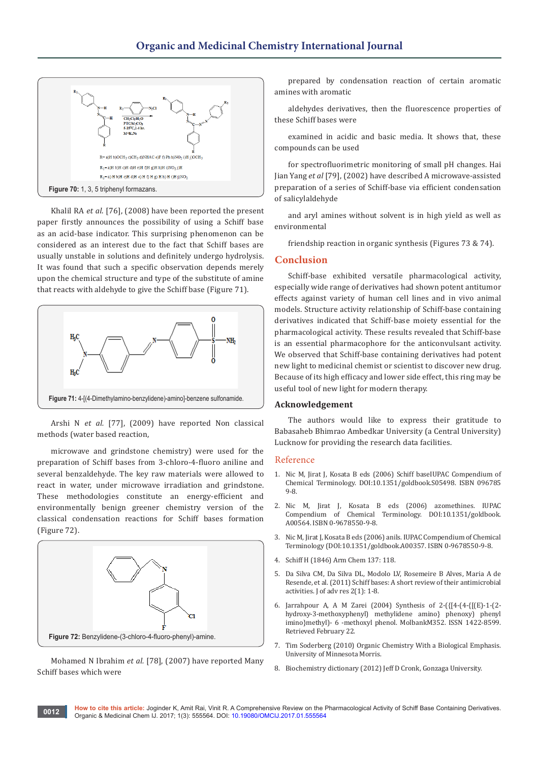Figure 70: 1, 3, 5 triphenyl formazans.

Khalil RA *et al.* [76], (2008) have been reported the present paper firstly announces the possibility of using a Schiff base as an acid-base indicator. This surprising phenomenon can be considered as an interest due to the fact that Schiff bases are usually unstable in solutions and definitely undergo hydrolysis. It was found that such a specific observation depends merely upon the chemical structure and type of the substitute of amine that reacts with aldehyde to give the Schiff base (Figure 71).

Figure 71: 4-[(4-Dimethylamino-benzylidene)-amino]-benzene sulfonamide.

Arshi N *et al.* [77], (2009) have reported Non classical methods (water based reaction,

microwave and grindstone chemistry) were used for the preparation of Schiff bases from 3-chloro-4-fluoro aniline and several benzaldehyde. The key raw materials were allowed to react in water, under microwave irradiation and grindstone. These methodologies constitute an energy-efficient and environmentally benign greener chemistry version of the classical condensation reactions for Schiff bases formation (Figure 72).

Figure 72: Benzylidene-(3-chloro-4-fluoro-phenyl)-amine.

Mohamed N Ibrahim *et al.* [78], (2007) have reported Many Schiff bases which were

prepared by condensation reaction of certain aromatic amines with aromatic

aldehydes derivatives, then the fluorescence properties of these Schiff bases were

examined in acidic and basic media. It shows that, these compounds can be used

for spectrofluorimetric monitoring of small pH changes. Hai Jian Yang *et al* [79], (2002) have described A microwave-assisted preparation of a series of Schiff-base via efficient condensation of salicylaldehyde

and aryl amines without solvent is in high yield as well as environmental

friendship reaction in organic synthesis (Figures 73 & 74).

## Conclusion

Schiff-base exhibited versatile pharmacological activity, especially wide range of derivatives had shown potent antitumor effects against variety of human cell lines and in vivo animal models. Structure activity relationship of Schiff-base containing derivatives indicated that Schiff-base moiety essential for the pharmacological activity. These results revealed that Schiff-base is an essential pharmacophore for the anticonvulsant activity. We observed that Schiff-base containing derivatives had potent new light to medicinal chemist or scientist to discover new drug. Because of its high efficacy and lower side effect, this ring may be useful tool of new light for modern therapy.

## Acknowledgement

The authors would like to express their gratitude to Babasaheb Bhimrao Ambedkar University (a Central University) Lucknow for providing the research data facilities.

## Reference

1. Nic M, Jirat J, Kosata B eds (2006) Schiff baseIUPAC Compendium of Chemical Terminology. DOI:10.1351/goldbook.S05498. ISBN 096785 9-8.
2. Nic M, Jirat J, Kosata B eds (2006) azomethines. IUPAC Compendium of Chemical Terminology. DOI:10.1351/goldbook.A00564. ISBN 0-9678550-9-8.
3. Nic M, Jirat J, Kosata B eds (2006) anils. IUPAC Compendium of Chemical Terminology (DOI:10.1351/goldbook.A00357. ISBN 0-9678550-9-8.
4. Schiff H (1846) Arm Chem 137: 118.
5. Da Silva CM, Da Silva DL, Modolo LV, Rosemeire B Alves, Maria A de Resende, et al. (2011) Schiff bases: A short review of their antimicrobial activities. J of adv res 2(1): 1-8.
6. Jarrahpour A, A M Zarei (2004) Synthesis of 2-({[4-(4-{[(E)-1-(2-hydroxy-3-methoxyphenyl) methylidene amino} phenoxy) phenyl imino}methyl)- 6 -methoxyl phenol. MolbankM352. ISSN 1422-8599. Retrieved February 22.
7. Tim Soderberg (2010) Organic Chemistry With a Biological Emphasis. University of Minnesota Morris.
8. Biochemistry dictionary (2012) Jeff D Cronk, Gonzaga University.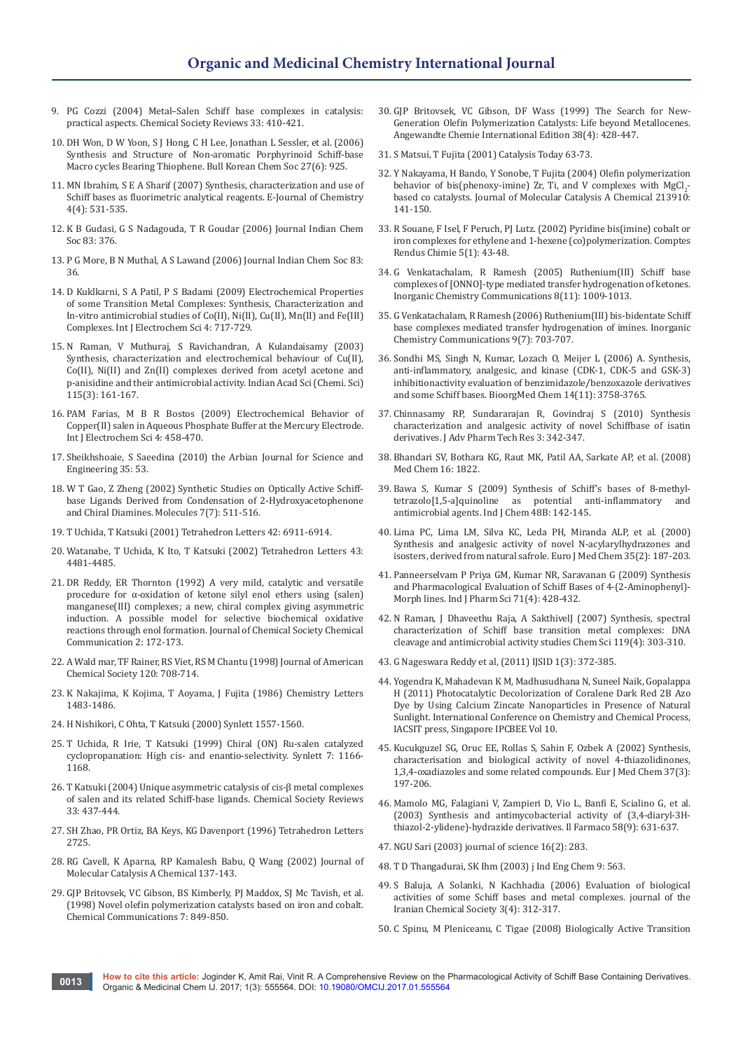9. PG Cozzi (2004) Metal–Salen Schiff base complexes in catalysis: practical aspects. Chemical Society Reviews 33: 410-421.

10. DH Won, D W Yoon, S J Hong, C H Lee, Jonathan L Sessler, et al. (2006) Synthesis and Structure of Non-aromatic Porphyrinoid Schiff-base Macro cycles Bearing Thiophene. Bull Korean Chem Soc 27(6): 925.

11. MN Ibrahim, S E A Sharif (2007) Synthesis, characterization and use of Schiff bases as fluorimetric analytical reagents. E-Journal of Chemistry 4(4): 531-535.

12. K B Gudasi, G S Nadagouda, T R Goudar (2006) Journal Indian Chem Soc 83: 376.

13. P G More, B N Muthal, A S Lawand (2006) Journal Indian Chem Soc 83: 36.

14. D Kuklkarni, S A Patil, P S Badami (2009) Electrochemical Properties of some Transition Metal Complexes: Synthesis, Characterization and In-vitro antimicrobial studies of Co(II), Ni(II), Cu(II), Mn(II) and Fe(III) Complexes. Int J Electrochem Sci 4: 717-729.

15. N Raman, V Muthuraj, S Ravichandran, A Kulandaisamy (2003) Synthesis, characterization and electrochemical behaviour of Cu(II), Co(II), Ni(II) and Zn(II) complexes derived from acetyl acetone and p-anisidine and their antimicrobial activity. Indian Acad Sci (Chemi. Sci) 115(3): 161-167.

16. PAM Farias, M B R Bostos (2009) Electrochemical Behavior of Copper(II) salen in Aqueous Phosphate Buffer at the Mercury Electrode. Int J Electrochem Sci 4: 458-470.

17. Sheikhshoaie, S Saeedina (2010) the Arbian Journal for Science and Engineering 35: 53.

18. W T Gao, Z Zheng (2002) Synthetic Studies on Optically Active Schiff-base Ligands Derived from Condensation of 2-Hydroxyacetophenone and Chiral Diamines. Molecules 7(7): 511-516.

19. T Uchida, T Katsuki (2001) Tetrahedron Letters 42: 6911-6914.

20. Watanabe, T Uchida, K Ito, T Katsuki (2002) Tetrahedron Letters 43: 4481-4485.

21. DR Reddy, ER Thornton (1992) A very mild, catalytic and versatile procedure for α-oxidation of ketone silyl enol ethers using (salen) manganese(III) complexes; a new, chiral complex giving asymmetric induction. A possible model for selective biochemical oxidative reactions through enol formation. Journal of Chemical Society Chemical Communication 2: 172-173.

22. A Wald mar, TF Rainer, RS Viet, RS M Chantu (1998) Journal of American Chemical Society 120: 708-714.

23. K Nakajima, K Kojima, T Aoyama, J Fujita (1986) Chemistry Letters 1483-1486.

24. H Nishikori, C Ohta, T Katsuki (2000) Synlett 1557-1560.

25. T Uchida, R Irie, T Katsuki (1999) Chiral (ON) Ru-salen catalyzed cyclopropanation: High cis- and enantio-selectivity. Synlett 7: 1166-1168.

26. T Katsuki (2004) Unique asymmetric catalysis of cis-β metal complexes of salen and its related Schiff-base ligands. Chemical Society Reviews 33: 437-444.

27. SH Zhao, PR Ortiz, BA Keys, KG Davenport (1996) Tetrahedron Letters 2725.

28. RG Cavell, K Aparna, RP Kamalesh Babu, Q Wang (2002) Journal of Molecular Catalysis A Chemical 137-143.

29. GJP Britovsek, VC Gibson, BS Kimberly, PJ Maddox, SJ Mc Tavish, et al. (1998) Novel olefin polymerization catalysts based on iron and cobalt. Chemical Communications 7: 849-850.

30. GJP Britovsek, VC Gibson, DF Wass (1999) The Search for New-Generation Olefin Polymerization Catalysts: Life beyond Metallocenes. Angewandte Chemie International Edition 38(4): 428-447.

31. S Matsui, T Fujita (2001) Catalysis Today 63-73.

32. Y Nakayama, H Bando, Y Sonobe, T Fujita (2004) Olefin polymerization behavior of bis(phenoxy-imine) Zr, Ti, and V complexes with $MgCl_2$-based co catalysts. Journal of Molecular Catalysis A Chemical 213910: 141-150.

33. R Souane, F Isel, F Peruch, PJ Lutz. (2002) Pyridine bis(imine) cobalt or iron complexes for ethylene and 1-hexene (co)polymerization. Comptes Rendus Chimie 5(1): 43-48.

34. G Venkatachalam, R Ramesh (2005) Ruthenium(III) Schiff base complexes of [ONNO]-type mediated transfer hydrogenation of ketones. Inorganic Chemistry Communications 8(11): 1009-1013.

35. G Venkatachalam, R Ramesh (2006) Ruthenium(III) bis-bidentate Schiff base complexes mediated transfer hydrogenation of imines. Inorganic Chemistry Communications 9(7): 703-707.

36. Sondhi MS, Singh N, Kumar, Lozach O, Meijer L (2006) A. Synthesis, anti-inflammatory, analgesic, and kinase (CDK-1, CDK-5 and GSK-3) inhibitionactivity evaluation of benzimidazole/benzoxazole derivatives and some Schiff bases. BioorgMed Chem 14(11): 3758-3765.

37. Chinnasamy RP, Sundararajan R, Govindraj S (2010) Synthesis characterization and analgesic activity of novel Schiffbase of isatin derivatives. J Adv Pharm Tech Res 3: 342-347.

38. Bhandari SV, Bothara KG, Raut MK, Patil AA, Sarkate AP, et al. (2008) Med Chem 16: 1822.

39. Bawa S, Kumar S (2009) Synthesis of Schiff's bases of 8-methyl-tetrazolo[1,5-a]quinoline as potential anti-inflammatory and antimicrobial agents. Ind J Chem 48B: 142-145.

40. Lima PC, Lima LM, Silva KC, Leda PH, Miranda ALP, et al. (2000) Synthesis and analgesic activity of novel N-acylarylhydrazones and isosters, derived from natural safrole. Euro J Med Chem 35(2): 187-203.

41. Panneerselvam P Priya GM, Kumar NR, Saravanan G (2009) Synthesis and Pharmacological Evaluation of Schiff Bases of 4-(2-Aminophenyl)-Morph lines. Ind J Pharm Sci 71(4): 428-432.

42. N Raman, J Dhaveethu Raja, A SakthivelJ (2007) Synthesis, spectral characterization of Schiff base transition metal complexes: DNA cleavage and antimicrobial activity studies Chem Sci 119(4): 303-310.

43. G Nageswara Reddy et al, (2011) IJSID 1(3): 372-385.

44. Yogendra K, Mahadevan K M, Madhusudhana N, Suneel Naik, Gopalappa H (2011) Photocatalytic Decolorization of Coralene Dark Red 2B Azo Dye by Using Calcium Zincate Nanoparticles in Presence of Natural Sunlight. International Conference on Chemistry and Chemical Process, IACSIT press, Singapore IPCBEE Vol 10.

45. Kucukguzel SG, Oruc EE, Rollas S, Sahin F, Ozbek A (2002) Synthesis, characterisation and biological activity of novel 4-thiazolidinones, 1,3,4-oxadiazoles and some related compounds. Eur J Med Chem 37(3): 197-206.

46. Mamolo MG, Falagiani V, Zampieri D, Vio L, Banfi E, Scialino G, et al. (2003) Synthesis and antimycobacterial activity of (3,4-diaryl-3H-thiazol-2-ylidene)-hydrazide derivatives. Il Farmaco 58(9): 631-637.

47. NGU Sari (2003) journal of science 16(2): 283.

48. T D Thangadurai, SK Ihm (2003) j Ind Eng Chem 9: 563.

49. S Baluja, A Solanki, N Kachhadia (2006) Evaluation of biological activities of some Schiff bases and metal complexes. journal of the Iranian Chemical Society 3(4): 312-317.

50. C Spinu, M Pleniceanu, C Tigae (2008) Biologically Active Transition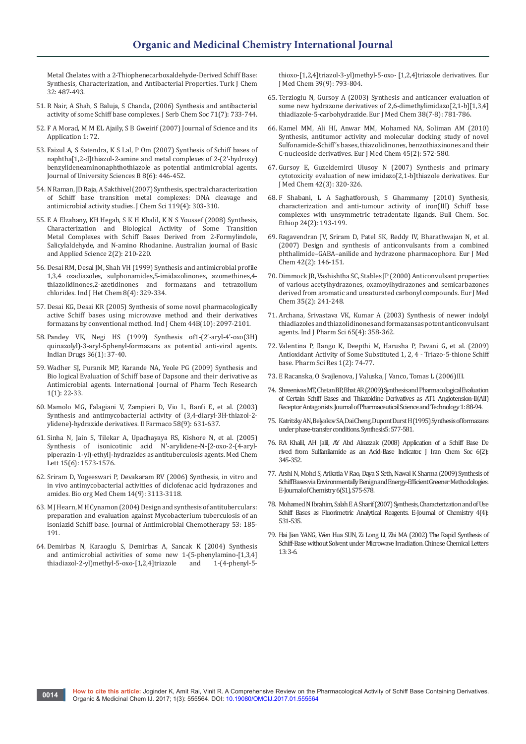Metal Chelates with a 2-Thiophenecarboxaldehyde-Derived Schiff Base: Synthesis, Characterization, and Antibacterial Properties. Turk J Chem 32: 487-493.

51. R Nair, A Shah, S Baluja, S Chanda, (2006) Synthesis and antibacterial activity of some Schiff base complexes. J Serb Chem Soc 71(7): 733-744.

52. F A Morad, M M EL Ajaily, S B Gweirif (2007) Journal of Science and its Application 1: 72.

53. Faizul A, S Satendra, K S Lal, P Om (2007) Synthesis of Schiff bases of naphtha[1,2-d]thiazol-2-amine and metal complexes of 2-(2′-hydroxy) benzylideneaminonaphthothiazole as potential antimicrobial agents. Journal of University Sciences B 8(6): 446-452.

54. N Raman, JD Raja, A Sakthivel (2007) Synthesis, spectral characterization of Schiff base transition metal complexes: DNA cleavage and antimicrobial activity studies. J Chem Sci 119(4): 303-310.

55. E A Elzahany, KH Hegab, S K H Khalil, K N S Youssef (2008) Synthesis, Characterization and Biological Activity of Some Transition Metal Complexes with Schiff Bases Derived from 2-Formylindole, Salicylaldehyde, and N-amino Rhodanine. Australian journal of Basic and Applied Science 2(2): 210-220.

56. Desai RM, Desai JM, Shah VH (1999) Synthesis and antimicrobial profile 1,3,4 oxadiazoles, sulphonamides,5-imidazolinones, azomethines,4-thiazolidinones,2-azetidinones and formazans and tetrazolium chlorides. Ind J Het Chem 8(4): 329-334.

57. Desai KG, Desai KR (2005) Synthesis of some novel pharmacologically active Schiff bases using microwave method and their derivatives formazans by conventional method. Ind J Chem 44B(10): 2097-2101.

58. Pandey VK, Negi HS (1999) Synthesis of1-(2′-aryl-4′-oxo(3H) quinazolyl)-3-aryl-5phenyl-formazans as potential anti-viral agents. Indian Drugs 36(1): 37-40.

59. Wadher SJ, Puranik MP, Karande NA, Yeole PG (2009) Synthesis and Bio logical Evaluation of Schiff base of Dapsone and their derivative as Antimicrobial agents. International Journal of Pharm Tech Research 1(1): 22-33.

60. Mamolo MG, Falagiani V, Zampieri D, Vio L, Banfi E, et al. (2003) Synthesis and antimycobacterial activity of (3,4-diaryl-3H-thiazol-2-ylidene)-hydrazide derivatives. Il Farmaco 58(9): 631-637.

61. Sinha N, Jain S, Tilekar A, Upadhayaya RS, Kishore N, et al. (2005) Synthesis of isonicotinic acid N′-arylidene-N-[2-oxo-2-(4-aryl-piperazin-1-yl)-ethyl]-hydrazides as antituberculosis agents. Med Chem Lett 15(6): 1573-1576.

62. Sriram D, Yogeeswari P, Devakaram RV (2006) Synthesis, in vitro and in vivo antimycobacterial activities of diclofenac acid hydrazones and amides. Bio org Med Chem 14(9): 3113-3118.

63. M J Hearn, M H Cynamon (2004) Design and synthesis of antituberculars: preparation and evaluation against Mycobacterium tuberculosis of an isoniazid Schiff base. Journal of Antimicrobial Chemotherapy 53: 185-191.

64. Demirbas N, Karaoglu S, Demirbas A, Sancak K (2004) Synthesis and antimicrobial activities of some new 1-(5-phenylamino-[1,3,4] thiadiazol-2-yl)methyl-5-oxo-[1,2,4]triazole and 1-(4-phenyl-5-thioxo-[1,2,4]triazol-3-yl)methyl-5-oxo- [1,2,4]triazole derivatives. Eur J Med Chem 39(9): 793-804.

65. Terzioglu N, Gursoy A (2003) Synthesis and anticancer evaluation of some new hydrazone derivatives of 2,6-dimethylimidazo[2,1-b][1,3,4] thiadiazole-5-carbohydrazide. Eur J Med Chem 38(7-8): 781-786.

66. Kamel MM, Ali HI, Anwar MM, Mohamed NA, Soliman AM (2010) Synthesis, antitumor activity and molecular docking study of novel Sulfonamide-Schiff's bases, thiazolidinones, benzothiazinones and their C-nucleoside derivatives. Eur J Med Chem 45(2): 572-580.

67. Gursoy E, Guzeldemirci Ulusoy N (2007) Synthesis and primary cytotoxicity evaluation of new imidazo[2,1-b]thiazole derivatives. Eur J Med Chem 42(3): 320-326.

68. F Shabani, L A Saghatforoush, S Ghammamy (2010) Synthesis, characterization and anti-tumour activity of iron(III) Schiff base complexes with unsymmetric tetradentate ligands. Bull Chem. Soc. Ethiop 24(2): 193-199.

69. Ragavendran JV, Sriram D, Patel SK, Reddy IV, Bharathwajan N, et al. (2007) Design and synthesis of anticonvulsants from a combined phthalimide–GABA–anilide and hydrazone pharmacophore. Eur J Med Chem 42(2): 146-151.

70. Dimmock JR, Vashishtha SC, Stables JP (2000) Anticonvulsant properties of various acetylhydrazones, oxamoylhydrazones and semicarbazones derived from aromatic and unsaturated carbonyl compounds. Eur J Med Chem 35(2): 241-248.

71. Archana, Srivastava VK, Kumar A (2003) Synthesis of newer indolyl thiadiazoles and thiazolidinones and formazans as potent anticonvulsant agents. Ind J Pharm Sci 65(4): 358-362.

72. Valentina P, Ilango K, Deepthi M, Harusha P, Pavani G, et al. (2009) Antioxidant Activity of Some Substituted 1, 2, 4 - Triazo-5-thione Schiff base. Pharm Sci Res 1(2): 74-77.

73. E Racanska, O Svajlenova, J Valuska, J Vanco, Tomas L (2006) III.

74. Shreenivas MT, Chetan BP, Bhat AR (2009) Synthesis and Pharmacological Evaluation of Certain Schiff Bases and Thiazoldine Derivatives as AT1 Angiotension-II(AII) Receptor Antagonists. Journal of Pharmaceutical Science and Technology 1: 88-94.

75. Katritzky AN, Belyakov SA, Dai Cheng, Dupont Durst H (1995) Synthesis of formazans under phase-transfer conditions. Synthesis5: 577-581.

76. RA Khalil, AH Jalil, AY Abd Alrazzak (2008) Application of a Schiff Base De rived from Sulfanilamide as an Acid-Base Indicator. J Iran Chem Soc 6(2): 345-352.

77. Arshi N, Mohd S, Arikatla V Rao, Daya S Seth, Nawal K Sharma (2009) Synthesis of Schiff Bases via Environmentally Benign and Energy-Efficient Greener Methodologies. E-Journal of Chemistry 6(S1), S75-S78.

78. Mohamed N Ibrahim, Salah E A Sharif (2007) Synthesis, Characterization and of Use Schiff Bases as Fluorimetric Analytical Reagents. E-Journal of Chemistry 4(4): 531-535.

79. Hai Jian YANG, Wen Hua SUN, Zi Long LI, Zhi MA (2002) The Rapid Synthesis of Schiff-Base without Solvent under Microwave Irradiation. Chinese Chemical Letters 13: 3-6.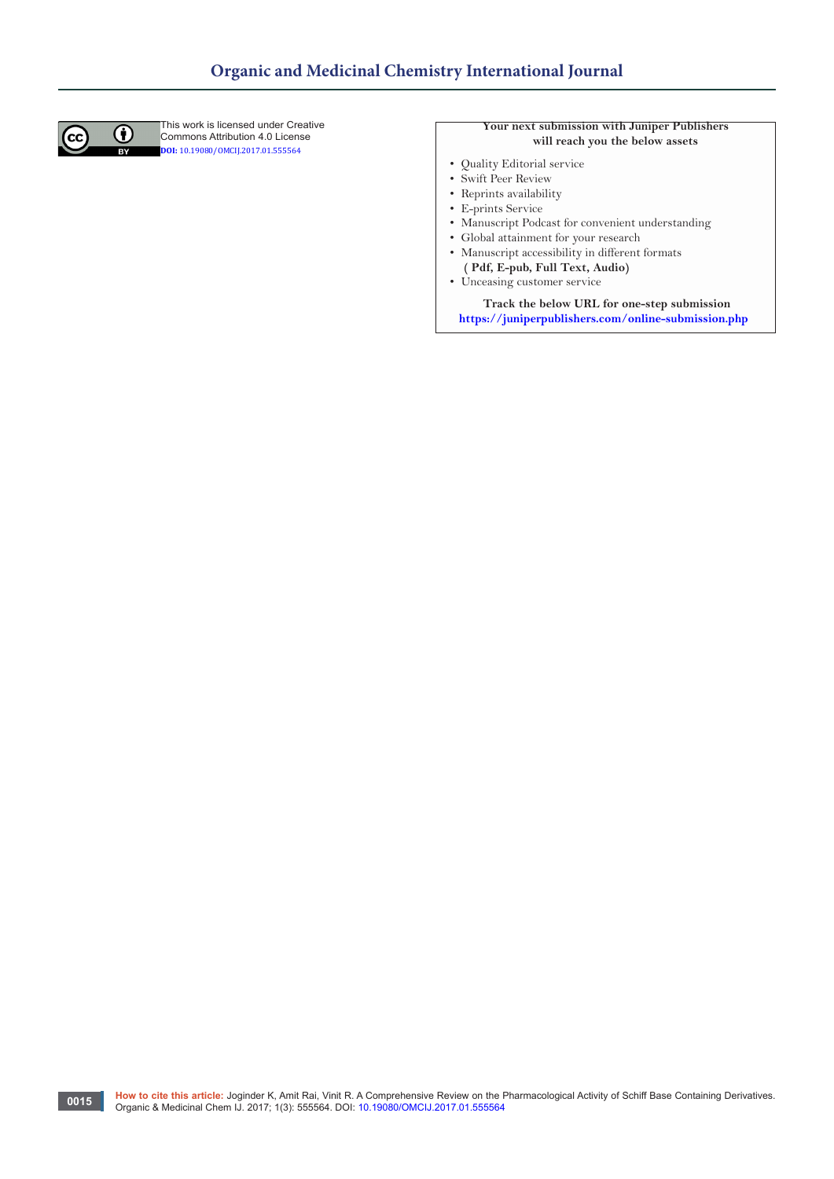This work is licensed under Creative Commons Attribution 4.0 License
**DOI:** 10.19080/OMCIJ.2017.01.555564

**Your next submission with Juniper Publishers will reach you the below assets**

- Quality Editorial service
- Swift Peer Review
- Reprints availability
- E-prints Service
- Manuscript Podcast for convenient understanding
- Global attainment for your research
- Manuscript accessibility in different formats
  **( Pdf, E-pub, Full Text, Audio)**
- Unceasing customer service

**Track the below URL for one-step submission**
**https://juniperpublishers.com/online-submission.php**

**How to cite this article:** Joginder K, Amit Rai, Vinit R. A Comprehensive Review on the Pharmacological Activity of Schiff Base Containing Derivatives. Organic & Medicinal Chem IJ. 2017; 1(3): 555564. DOI: 10.19080/OMCIJ.2017.01.555564